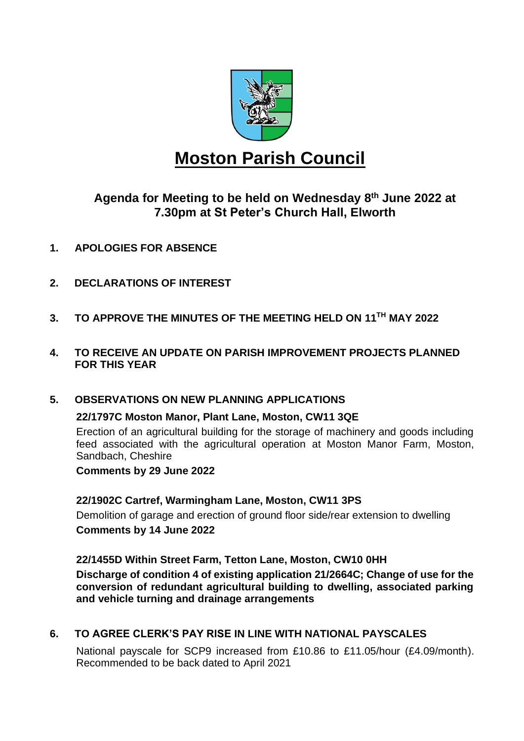# Moston Parish Council

## Agenda for Meeting to be held on Wednesday 8th June 2022 at 7.30pm at St Peter's Church Hall, Elworth

1. **APOLOGIES FOR ABSENCE**

2. **DECLARATIONS OF INTEREST**

3. **TO APPROVE THE MINUTES OF THE MEETING HELD ON 11TH MAY 2022**

4. **TO RECEIVE AN UPDATE ON PARISH IMPROVEMENT PROJECTS PLANNED FOR THIS YEAR**

5. **OBSERVATIONS ON NEW PLANNING APPLICATIONS**

   **22/1797C Moston Manor, Plant Lane, Moston, CW11 3QE**

   Erection of an agricultural building for the storage of machinery and goods including feed associated with the agricultural operation at Moston Manor Farm, Moston, Sandbach, Cheshire

   **Comments by 29 June 2022**

   **22/1902C Cartref, Warmingham Lane, Moston, CW11 3PS**

   Demolition of garage and erection of ground floor side/rear extension to dwelling

   **Comments by 14 June 2022**

   **22/1455D Within Street Farm, Tetton Lane, Moston, CW10 0HH**

   **Discharge of condition 4 of existing application 21/2664C; Change of use for the conversion of redundant agricultural building to dwelling, associated parking and vehicle turning and drainage arrangements**

6. **TO AGREE CLERK'S PAY RISE IN LINE WITH NATIONAL PAYSCALES**

   National payscale for SCP9 increased from £10.86 to £11.05/hour (£4.09/month). Recommended to be back dated to April 2021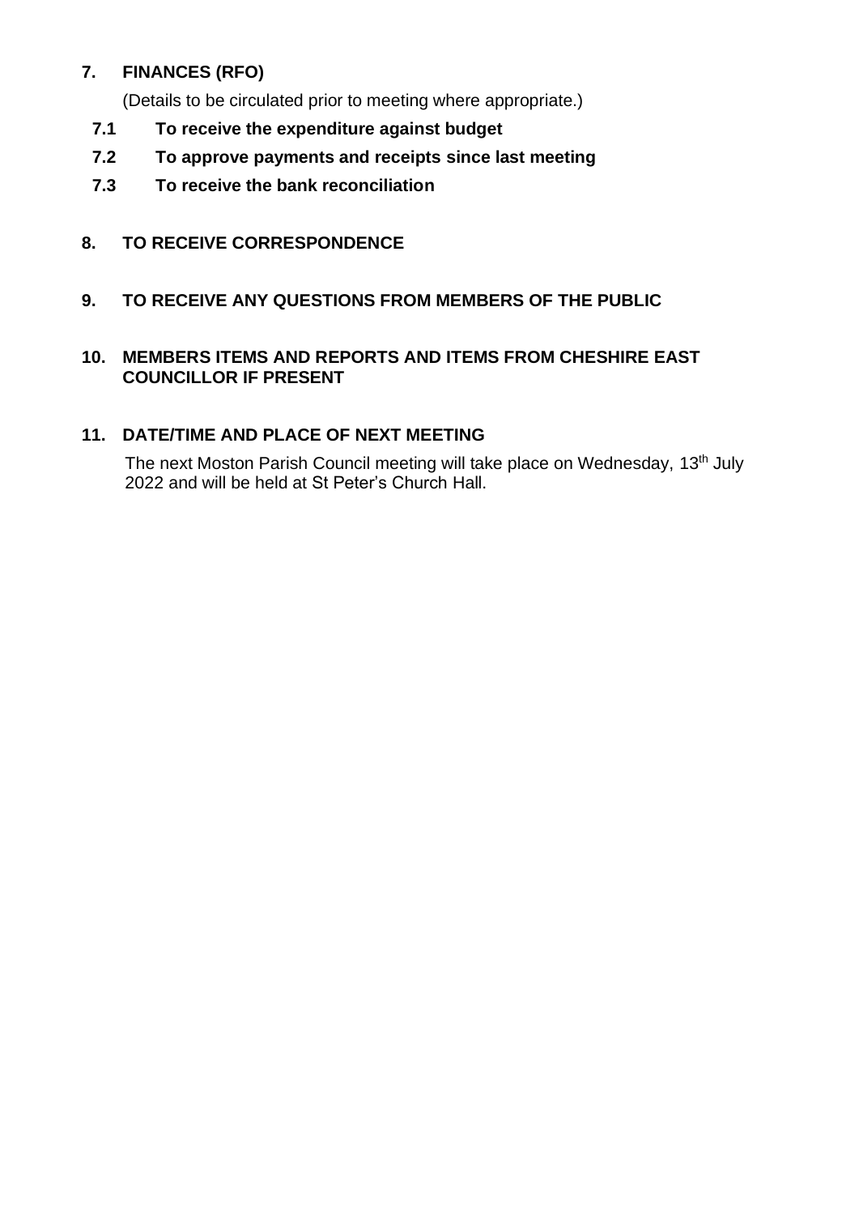## 7. FINANCES (RFO)

(Details to be circulated prior to meeting where appropriate.)

**7.1 To receive the expenditure against budget**

**7.2 To approve payments and receipts since last meeting**

**7.3 To receive the bank reconciliation**

## 8. TO RECEIVE CORRESPONDENCE

## 9. TO RECEIVE ANY QUESTIONS FROM MEMBERS OF THE PUBLIC

## 10. MEMBERS ITEMS AND REPORTS AND ITEMS FROM CHESHIRE EAST COUNCILLOR IF PRESENT

## 11. DATE/TIME AND PLACE OF NEXT MEETING

The next Moston Parish Council meeting will take place on Wednesday, 13th July 2022 and will be held at St Peter's Church Hall.